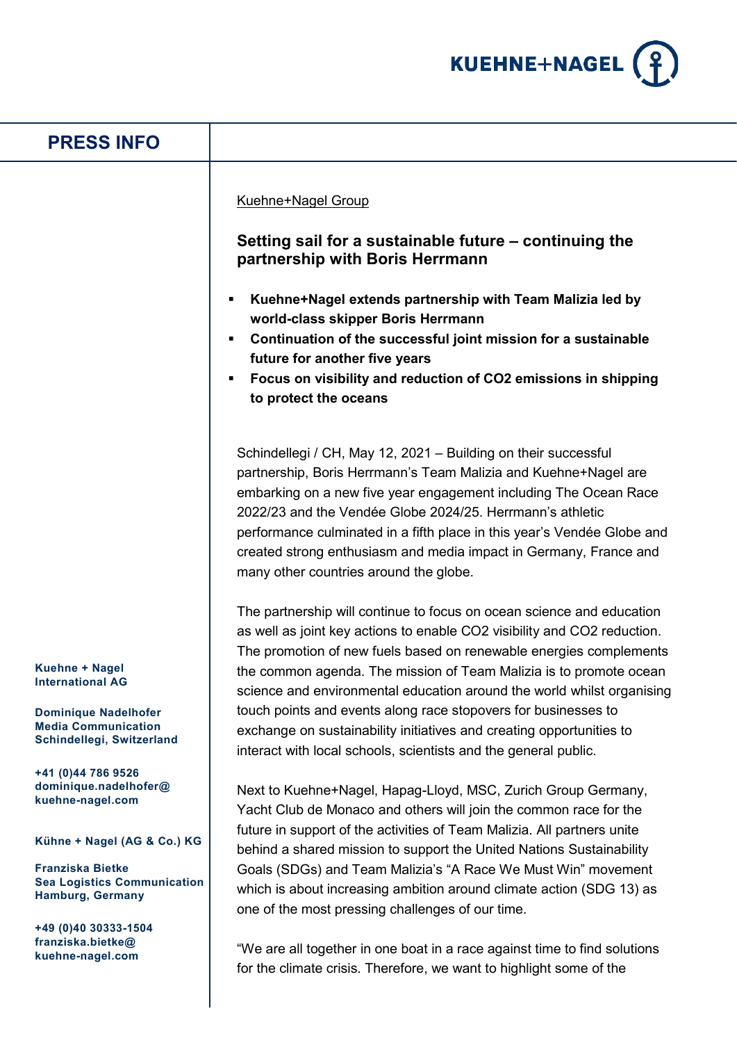# PRESS INFO

Kuehne+Nagel Group

## Setting sail for a sustainable future – continuing the partnership with Boris Herrmann

- **Kuehne+Nagel extends partnership with Team Malizia led by world-class skipper Boris Herrmann**
- **Continuation of the successful joint mission for a sustainable future for another five years**
- **Focus on visibility and reduction of CO2 emissions in shipping to protect the oceans**

Schindellegi / CH, May 12, 2021 – Building on their successful partnership, Boris Herrmann's Team Malizia and Kuehne+Nagel are embarking on a new five year engagement including The Ocean Race 2022/23 and the Vendée Globe 2024/25. Herrmann's athletic performance culminated in a fifth place in this year's Vendée Globe and created strong enthusiasm and media impact in Germany, France and many other countries around the globe.

The partnership will continue to focus on ocean science and education as well as joint key actions to enable CO2 visibility and CO2 reduction. The promotion of new fuels based on renewable energies complements the common agenda. The mission of Team Malizia is to promote ocean science and environmental education around the world whilst organising touch points and events along race stopovers for businesses to exchange on sustainability initiatives and creating opportunities to interact with local schools, scientists and the general public.

Next to Kuehne+Nagel, Hapag-Lloyd, MSC, Zurich Group Germany, Yacht Club de Monaco and others will join the common race for the future in support of the activities of Team Malizia. All partners unite behind a shared mission to support the United Nations Sustainability Goals (SDGs) and Team Malizia's "A Race We Must Win" movement which is about increasing ambition around climate action (SDG 13) as one of the most pressing challenges of our time.

"We are all together in one boat in a race against time to find solutions for the climate crisis. Therefore, we want to highlight some of the

**Kuehne + Nagel International AG**

**Dominique Nadelhofer**
**Media Communication**
**Schindellegi, Switzerland**

**+41 (0)44 786 9526**
**dominique.nadelhofer@kuehne-nagel.com**

**Kühne + Nagel (AG & Co.) KG**

**Franziska Bietke**
**Sea Logistics Communication**
**Hamburg, Germany**

**+49 (0)40 30333-1504**
**franziska.bietke@kuehne-nagel.com**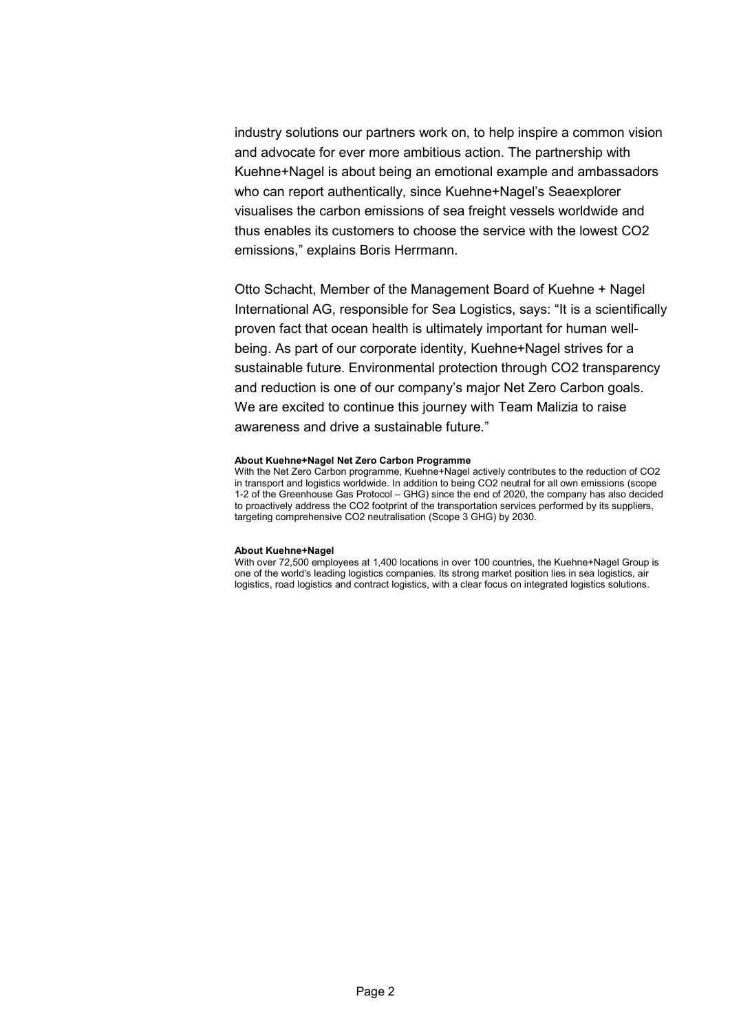industry solutions our partners work on, to help inspire a common vision and advocate for ever more ambitious action. The partnership with Kuehne+Nagel is about being an emotional example and ambassadors who can report authentically, since Kuehne+Nagel's Seaexplorer visualises the carbon emissions of sea freight vessels worldwide and thus enables its customers to choose the service with the lowest $CO_2$ emissions," explains Boris Herrmann.

Otto Schacht, Member of the Management Board of Kuehne + Nagel International AG, responsible for Sea Logistics, says: "It is a scientifically proven fact that ocean health is ultimately important for human well-being. As part of our corporate identity, Kuehne+Nagel strives for a sustainable future. Environmental protection through $CO_2$ transparency and reduction is one of our company's major Net Zero Carbon goals. We are excited to continue this journey with Team Malizia to raise awareness and drive a sustainable future."

**About Kuehne+Nagel Net Zero Carbon Programme**

With the Net Zero Carbon programme, Kuehne+Nagel actively contributes to the reduction of $CO_2$ in transport and logistics worldwide. In addition to being $CO_2$ neutral for all own emissions (scope 1-2 of the Greenhouse Gas Protocol – GHG) since the end of 2020, the company has also decided to proactively address the $CO_2$ footprint of the transportation services performed by its suppliers, targeting comprehensive $CO_2$ neutralisation (Scope 3 GHG) by 2030.

**About Kuehne+Nagel**

With over 72,500 employees at 1,400 locations in over 100 countries, the Kuehne+Nagel Group is one of the world's leading logistics companies. Its strong market position lies in sea logistics, air logistics, road logistics and contract logistics, with a clear focus on integrated logistics solutions.